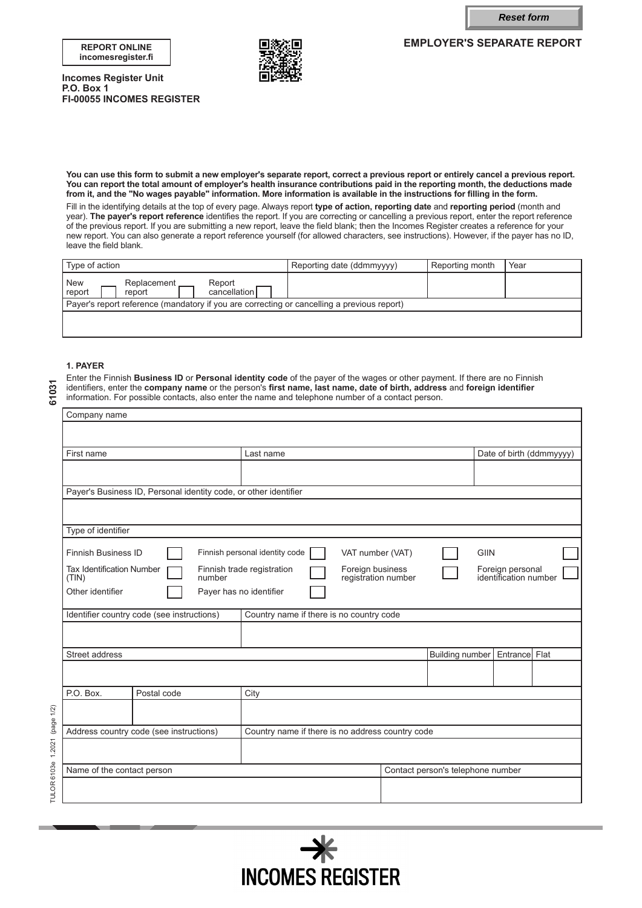Reset form

**REPORT ONLINE**
**incomesregister.fi**

**Incomes Register Unit**
**P.O. Box 1**
**FI-00055 INCOMES REGISTER**

# EMPLOYER'S SEPARATE REPORT

**You can use this form to submit a new employer's separate report, correct a previous report or entirely cancel a previous report. You can report the total amount of employer's health insurance contributions paid in the reporting month, the deductions made from it, and the "No wages payable" information. More information is available in the instructions for filling in the form.**

Fill in the identifying details at the top of every page. Always report **type of action, reporting date** and **reporting period** (month and year). **The payer's report reference** identifies the report. If you are correcting or cancelling a previous report, enter the report reference of the previous report. If you are submitting a new report, leave the field blank; then the Incomes Register creates a reference for your new report. You can also generate a report reference yourself (for allowed characters, see instructions). However, if the payer has no ID, leave the field blank.

| Type of action | Reporting date (ddmmyyyy) | Reporting month | Year |
|---|---|---|---|
| New report ☐ Replacement report ☐ Report cancellation ☐ | | | |
| Payer's report reference (mandatory if you are correcting or cancelling a previous report) | | | |
| | | | |

## 1. PAYER

Enter the Finnish **Business ID** or **Personal identity code** of the payer of the wages or other payment. If there are no Finnish identifiers, enter the **company name** or the person's **first name, last name, date of birth, address** and **foreign identifier** information. For possible contacts, also enter the name and telephone number of a contact person.

| Company name | | |
|---|---|---|
| | | |
| First name | Last name | Date of birth (ddmmyyyy) |
| | | |
| Payer's Business ID, Personal identity code, or other identifier | | |
| | | |

Type of identifier

- Finnish Business ID ☐
- Finnish personal identity code ☐
- VAT number (VAT) ☐
- GIIN ☐
- Tax Identification Number (TIN) ☐
- Finnish trade registration number ☐
- Foreign business registration number ☐
- Foreign personal identification number ☐
- Other identifier ☐
- Payer has no identifier ☐

| Identifier country code (see instructions) | Country name if there is no country code |
|---|---|
| | |

| Street address | Building number | Entrance | Flat |
|---|---|---|---|
| | | | |

| P.O. Box. | Postal code | City |
|---|---|---|
| | | |

| Address country code (see instructions) | Country name if there is no address country code |
|---|---|
| | |

| Name of the contact person | Contact person's telephone number |
|---|---|
| | |

61031

TULOR 6103e 1.2021 (page 1/2)

INCOMES REGISTER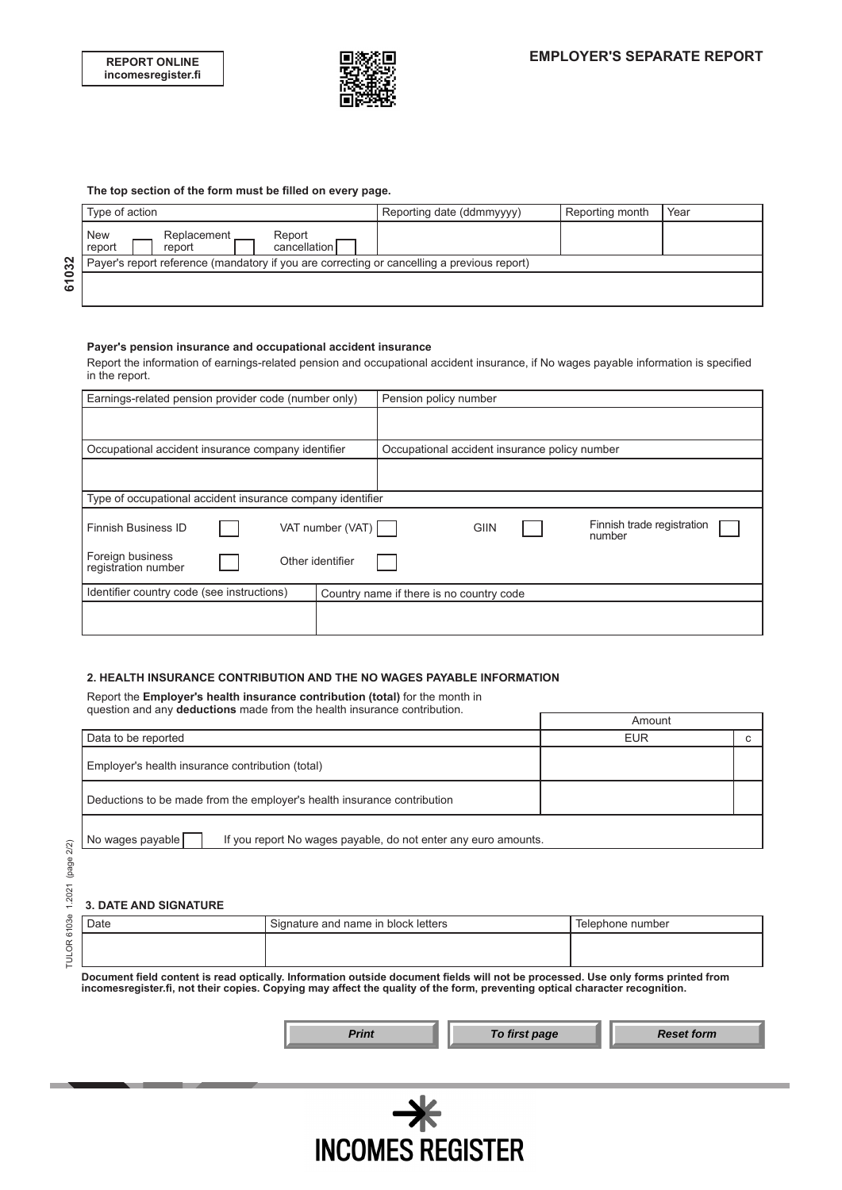REPORT ONLINE
incomesregister.fi

# EMPLOYER'S SEPARATE REPORT

**The top section of the form must be filled on every page.**

| Type of action | Reporting date (ddmmyyyy) | Reporting month | Year |
|---|---|---|---|
| New report ☐ Replacement report ☐ Report cancellation ☐ | | | |
| Payer's report reference (mandatory if you are correcting or cancelling a previous report) | | | |
| | | | |

61032

**Payer's pension insurance and occupational accident insurance**

Report the information of earnings-related pension and occupational accident insurance, if No wages payable information is specified in the report.

| Earnings-related pension provider code (number only) | Pension policy number |
|---|---|
| | |
| Occupational accident insurance company identifier | Occupational accident insurance policy number |
| | |

Type of occupational accident insurance company identifier

Finnish Business ID ☐ VAT number (VAT) ☐ GIIN ☐ Finnish trade registration number ☐

Foreign business registration number ☐ Other identifier ☐

| Identifier country code (see instructions) | Country name if there is no country code |
|---|---|
| | |

**2. HEALTH INSURANCE CONTRIBUTION AND THE NO WAGES PAYABLE INFORMATION**

Report the **Employer's health insurance contribution (total)** for the month in question and any **deductions** made from the health insurance contribution.

| Data to be reported | Amount EUR | c |
|---|---|---|
| Employer's health insurance contribution (total) | | |
| Deductions to be made from the employer's health insurance contribution | | |

No wages payable ☐ If you report No wages payable, do not enter any euro amounts.

**3. DATE AND SIGNATURE**

| Date | Signature and name in block letters | Telephone number |
|---|---|---|
| | | |

**Document field content is read optically. Information outside document fields will not be processed. Use only forms printed from incomesregister.fi, not their copies. Copying may affect the quality of the form, preventing optical character recognition.**

TULOR 6103e 1.2021 (page 2/2)

*Print* *To first page* *Reset form*

INCOMES REGISTER